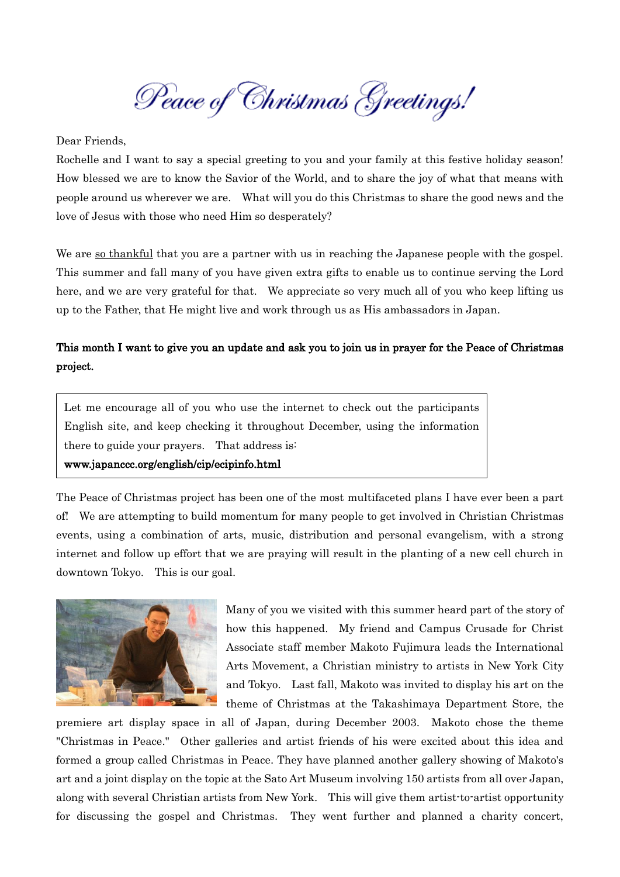# *Peace of Christmas Greetings!*

Dear Friends,

Rochelle and I want to say a special greeting to you and your family at this festive holiday season! How blessed we are to know the Savior of the World, and to share the joy of what that means with people around us wherever we are. What will you do this Christmas to share the good news and the love of Jesus with those who need Him so desperately?

We are so thankful that you are a partner with us in reaching the Japanese people with the gospel. This summer and fall many of you have given extra gifts to enable us to continue serving the Lord here, and we are very grateful for that. We appreciate so very much all of you who keep lifting us up to the Father, that He might live and work through us as His ambassadors in Japan.

**This month I want to give you an update and ask you to join us in prayer for the Peace of Christmas project.**

> Let me encourage all of you who use the internet to check out the participants English site, and keep checking it throughout December, using the information there to guide your prayers. That address is:
> **www.japanccc.org/english/cip/ecipinfo.html**

The Peace of Christmas project has been one of the most multifaceted plans I have ever been a part of! We are attempting to build momentum for many people to get involved in Christian Christmas events, using a combination of arts, music, distribution and personal evangelism, with a strong internet and follow up effort that we are praying will result in the planting of a new cell church in downtown Tokyo. This is our goal.

Many of you we visited with this summer heard part of the story of how this happened. My friend and Campus Crusade for Christ Associate staff member Makoto Fujimura leads the International Arts Movement, a Christian ministry to artists in New York City and Tokyo. Last fall, Makoto was invited to display his art on the theme of Christmas at the Takashimaya Department Store, the premiere art display space in all of Japan, during December 2003. Makoto chose the theme "Christmas in Peace." Other galleries and artist friends of his were excited about this idea and formed a group called Christmas in Peace. They have planned another gallery showing of Makoto's art and a joint display on the topic at the Sato Art Museum involving 150 artists from all over Japan, along with several Christian artists from New York. This will give them artist-to-artist opportunity for discussing the gospel and Christmas. They went further and planned a charity concert,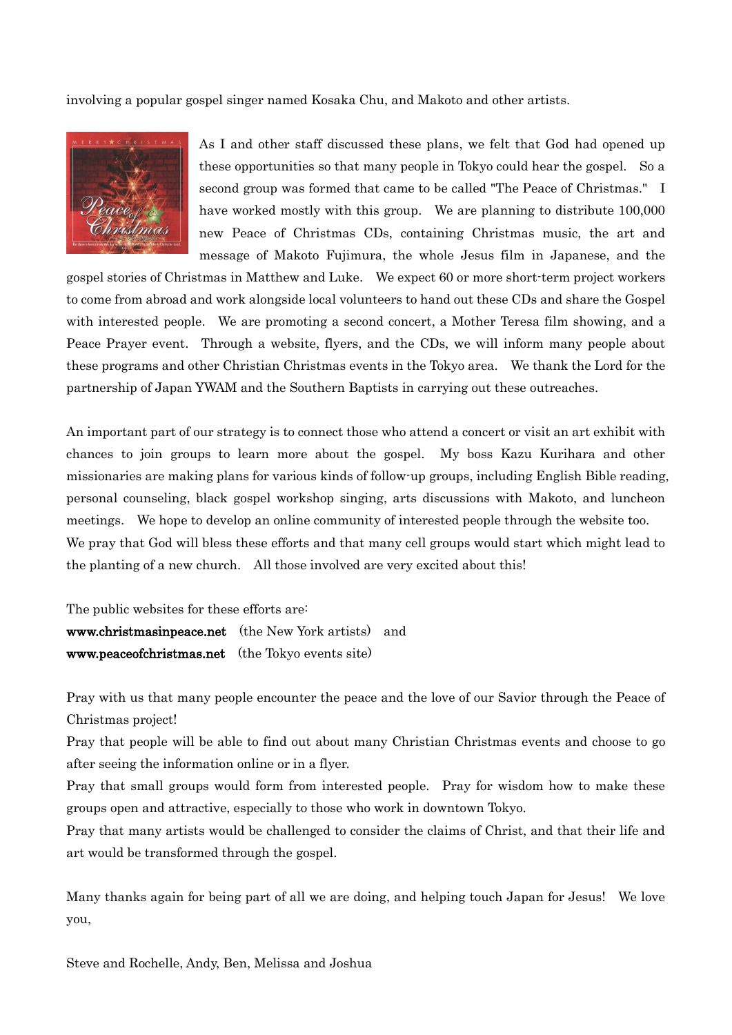involving a popular gospel singer named Kosaka Chu, and Makoto and other artists.

As I and other staff discussed these plans, we felt that God had opened up these opportunities so that many people in Tokyo could hear the gospel. So a second group was formed that came to be called "The Peace of Christmas." I have worked mostly with this group. We are planning to distribute 100,000 new Peace of Christmas CDs, containing Christmas music, the art and message of Makoto Fujimura, the whole Jesus film in Japanese, and the gospel stories of Christmas in Matthew and Luke. We expect 60 or more short-term project workers to come from abroad and work alongside local volunteers to hand out these CDs and share the Gospel with interested people. We are promoting a second concert, a Mother Teresa film showing, and a Peace Prayer event. Through a website, flyers, and the CDs, we will inform many people about these programs and other Christian Christmas events in the Tokyo area. We thank the Lord for the partnership of Japan YWAM and the Southern Baptists in carrying out these outreaches.

An important part of our strategy is to connect those who attend a concert or visit an art exhibit with chances to join groups to learn more about the gospel. My boss Kazu Kurihara and other missionaries are making plans for various kinds of follow-up groups, including English Bible reading, personal counseling, black gospel workshop singing, arts discussions with Makoto, and luncheon meetings. We hope to develop an online community of interested people through the website too. We pray that God will bless these efforts and that many cell groups would start which might lead to the planting of a new church. All those involved are very excited about this!

The public websites for these efforts are:
**www.christmasinpeace.net** (the New York artists) and
**www.peaceofchristmas.net** (the Tokyo events site)

Pray with us that many people encounter the peace and the love of our Savior through the Peace of Christmas project!
Pray that people will be able to find out about many Christian Christmas events and choose to go after seeing the information online or in a flyer.
Pray that small groups would form from interested people. Pray for wisdom how to make these groups open and attractive, especially to those who work in downtown Tokyo.
Pray that many artists would be challenged to consider the claims of Christ, and that their life and art would be transformed through the gospel.

Many thanks again for being part of all we are doing, and helping touch Japan for Jesus! We love you,

Steve and Rochelle, Andy, Ben, Melissa and Joshua